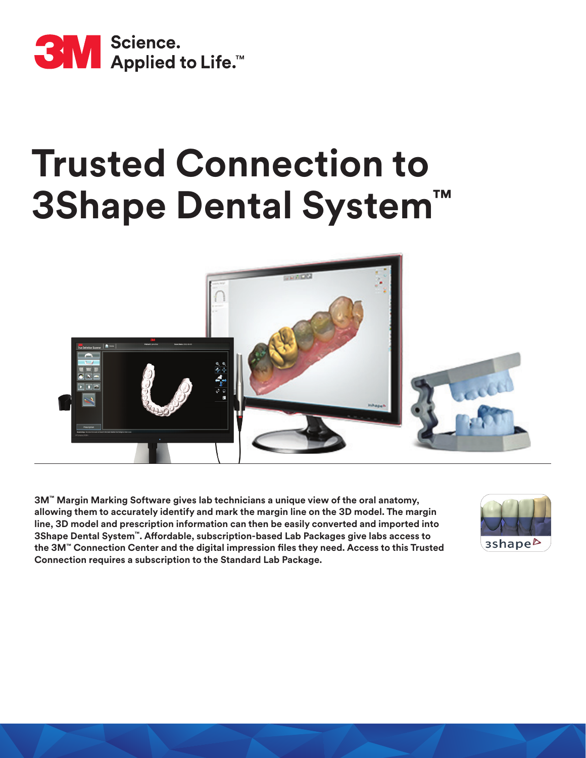3M Science. Applied to Life.™

# Trusted Connection to 3Shape Dental System™

**3M™ Margin Marking Software gives lab technicians a unique view of the oral anatomy, allowing them to accurately identify and mark the margin line on the 3D model. The margin line, 3D model and prescription information can then be easily converted and imported into 3Shape Dental System™. Affordable, subscription-based Lab Packages give labs access to the 3M™ Connection Center and the digital impression files they need. Access to this Trusted Connection requires a subscription to the Standard Lab Package.**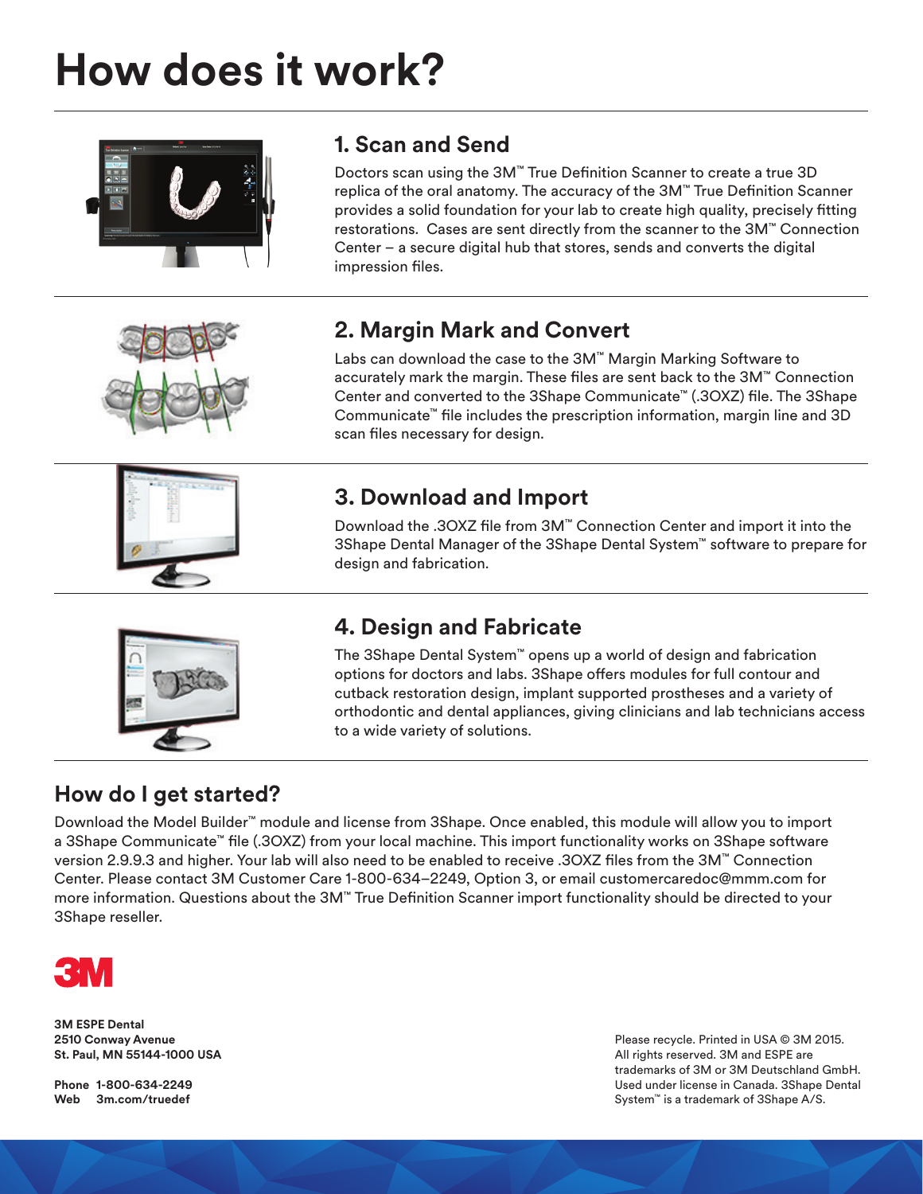# How does it work?

## 1. Scan and Send

Doctors scan using the 3M™ True Definition Scanner to create a true 3D replica of the oral anatomy. The accuracy of the 3M™ True Definition Scanner provides a solid foundation for your lab to create high quality, precisely fitting restorations. Cases are sent directly from the scanner to the 3M™ Connection Center – a secure digital hub that stores, sends and converts the digital impression files.

## 2. Margin Mark and Convert

Labs can download the case to the 3M™ Margin Marking Software to accurately mark the margin. These files are sent back to the 3M™ Connection Center and converted to the 3Shape Communicate™ (.3OXZ) file. The 3Shape Communicate™ file includes the prescription information, margin line and 3D scan files necessary for design.

## 3. Download and Import

Download the .3OXZ file from 3M™ Connection Center and import it into the 3Shape Dental Manager of the 3Shape Dental System™ software to prepare for design and fabrication.

## 4. Design and Fabricate

The 3Shape Dental System™ opens up a world of design and fabrication options for doctors and labs. 3Shape offers modules for full contour and cutback restoration design, implant supported prostheses and a variety of orthodontic and dental appliances, giving clinicians and lab technicians access to a wide variety of solutions.

## How do I get started?

Download the Model Builder™ module and license from 3Shape. Once enabled, this module will allow you to import a 3Shape Communicate™ file (.3OXZ) from your local machine. This import functionality works on 3Shape software version 2.9.9.3 and higher. Your lab will also need to be enabled to receive .3OXZ files from the 3M™ Connection Center. Please contact 3M Customer Care 1-800-634–2249, Option 3, or email customercaredoc@mmm.com for more information. Questions about the 3M™ True Definition Scanner import functionality should be directed to your 3Shape reseller.

**3M ESPE Dental**
**2510 Conway Avenue**
**St. Paul, MN 55144-1000 USA**

**Phone** 1-800-634-2249
**Web** 3m.com/truedef

Please recycle. Printed in USA © 3M 2015. All rights reserved. 3M and ESPE are trademarks of 3M or 3M Deutschland GmbH. Used under license in Canada. 3Shape Dental System™ is a trademark of 3Shape A/S.